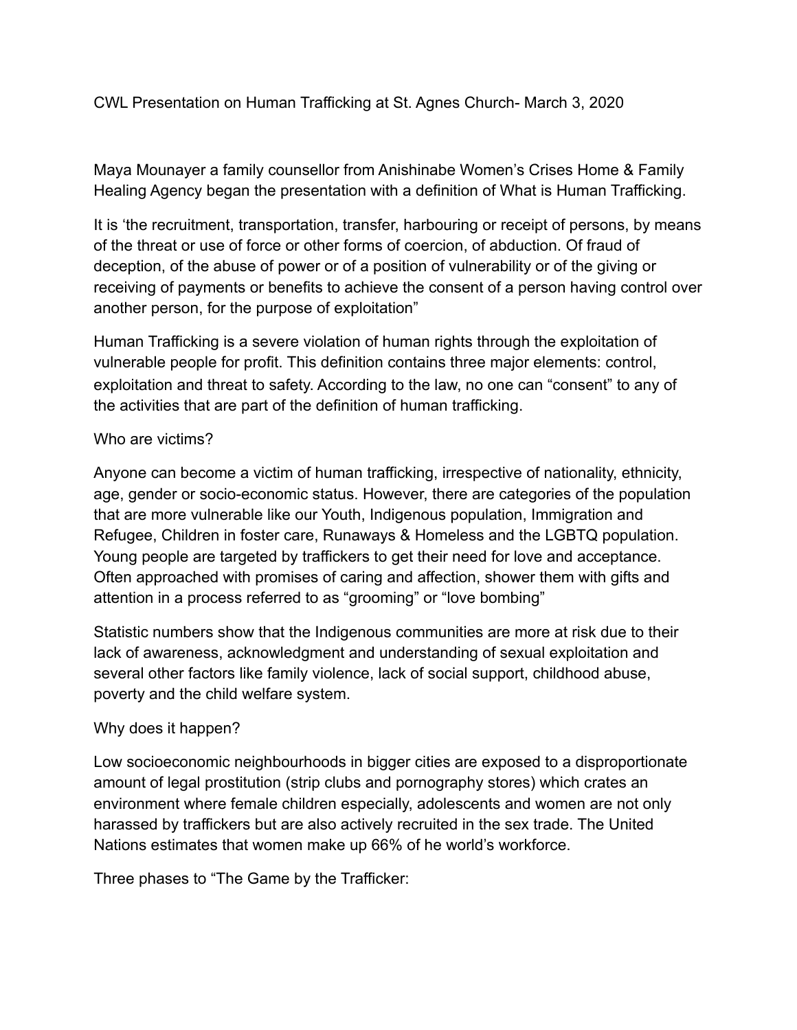CWL Presentation on Human Trafficking at St. Agnes Church- March 3, 2020

Maya Mounayer a family counsellor from Anishinabe Women's Crises Home & Family Healing Agency began the presentation with a definition of What is Human Trafficking.

It is 'the recruitment, transportation, transfer, harbouring or receipt of persons, by means of the threat or use of force or other forms of coercion, of abduction. Of fraud of deception, of the abuse of power or of a position of vulnerability or of the giving or receiving of payments or benefits to achieve the consent of a person having control over another person, for the purpose of exploitation"

Human Trafficking is a severe violation of human rights through the exploitation of vulnerable people for profit. This definition contains three major elements: control, exploitation and threat to safety. According to the law, no one can "consent" to any of the activities that are part of the definition of human trafficking.

Who are victims?

Anyone can become a victim of human trafficking, irrespective of nationality, ethnicity, age, gender or socio-economic status. However, there are categories of the population that are more vulnerable like our Youth, Indigenous population, Immigration and Refugee, Children in foster care, Runaways & Homeless and the LGBTQ population. Young people are targeted by traffickers to get their need for love and acceptance. Often approached with promises of caring and affection, shower them with gifts and attention in a process referred to as "grooming" or "love bombing"

Statistic numbers show that the Indigenous communities are more at risk due to their lack of awareness, acknowledgment and understanding of sexual exploitation and several other factors like family violence, lack of social support, childhood abuse, poverty and the child welfare system.

Why does it happen?

Low socioeconomic neighbourhoods in bigger cities are exposed to a disproportionate amount of legal prostitution (strip clubs and pornography stores) which crates an environment where female children especially, adolescents and women are not only harassed by traffickers but are also actively recruited in the sex trade. The United Nations estimates that women make up 66% of he world's workforce.

Three phases to "The Game by the Trafficker: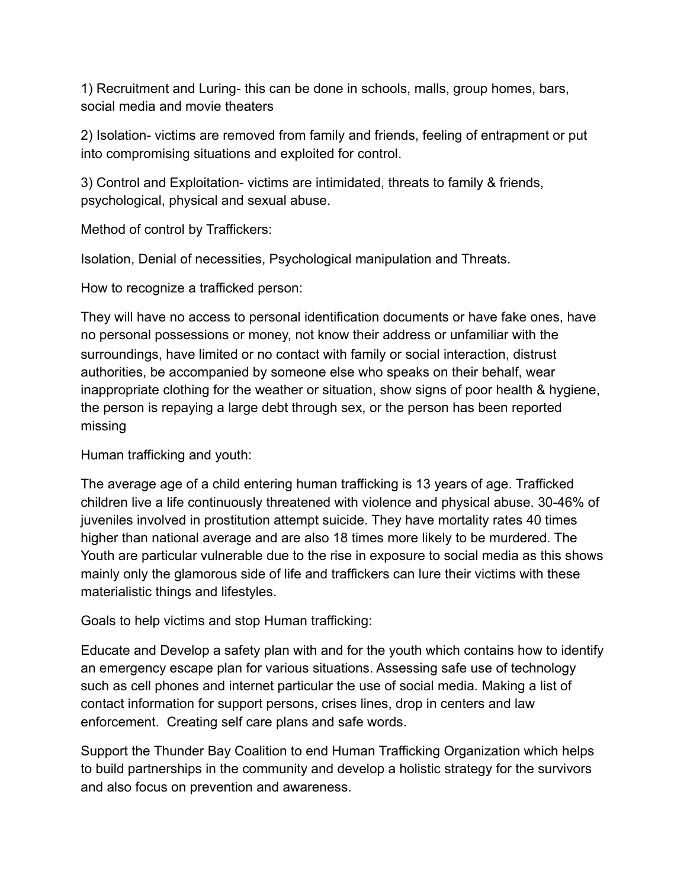1) Recruitment and Luring- this can be done in schools, malls, group homes, bars, social media and movie theaters

2) Isolation- victims are removed from family and friends, feeling of entrapment or put into compromising situations and exploited for control.

3) Control and Exploitation- victims are intimidated, threats to family & friends, psychological, physical and sexual abuse.

Method of control by Traffickers:

Isolation, Denial of necessities, Psychological manipulation and Threats.

How to recognize a trafficked person:

They will have no access to personal identification documents or have fake ones, have no personal possessions or money, not know their address or unfamiliar with the surroundings, have limited or no contact with family or social interaction, distrust authorities, be accompanied by someone else who speaks on their behalf, wear inappropriate clothing for the weather or situation, show signs of poor health & hygiene, the person is repaying a large debt through sex, or the person has been reported missing

Human trafficking and youth:

The average age of a child entering human trafficking is 13 years of age. Trafficked children live a life continuously threatened with violence and physical abuse. 30-46% of juveniles involved in prostitution attempt suicide. They have mortality rates 40 times higher than national average and are also 18 times more likely to be murdered. The Youth are particular vulnerable due to the rise in exposure to social media as this shows mainly only the glamorous side of life and traffickers can lure their victims with these materialistic things and lifestyles.

Goals to help victims and stop Human trafficking:

Educate and Develop a safety plan with and for the youth which contains how to identify an emergency escape plan for various situations. Assessing safe use of technology such as cell phones and internet particular the use of social media. Making a list of contact information for support persons, crises lines, drop in centers and law enforcement. Creating self care plans and safe words.

Support the Thunder Bay Coalition to end Human Trafficking Organization which helps to build partnerships in the community and develop a holistic strategy for the survivors and also focus on prevention and awareness.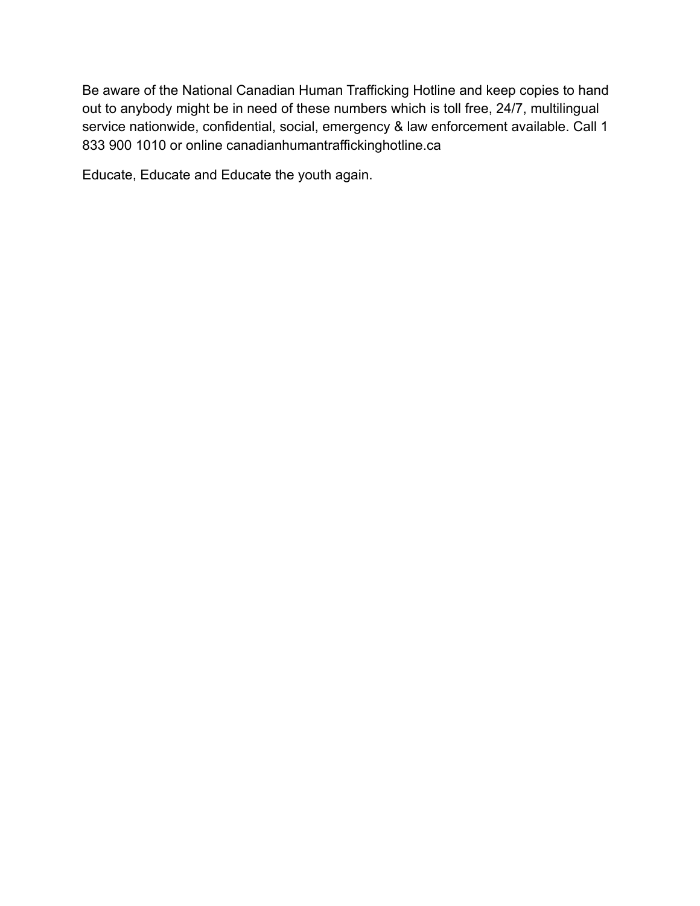Be aware of the National Canadian Human Trafficking Hotline and keep copies to hand out to anybody might be in need of these numbers which is toll free, 24/7, multilingual service nationwide, confidential, social, emergency & law enforcement available. Call 1 833 900 1010 or online canadianhumantraffickinghotline.ca

Educate, Educate and Educate the youth again.